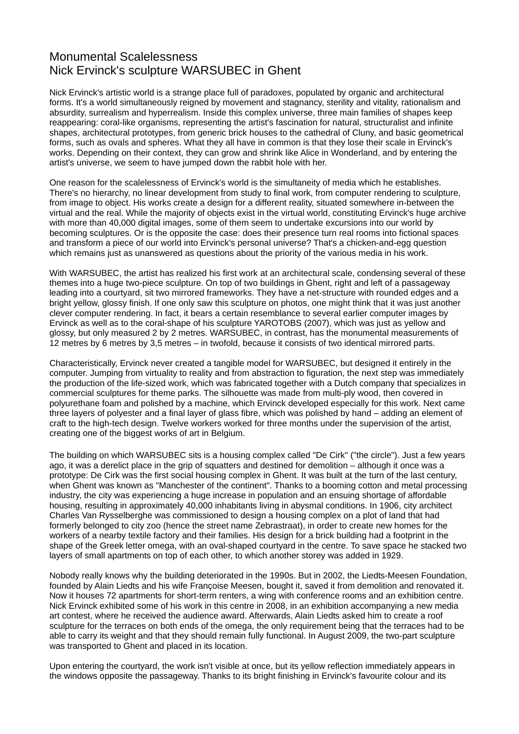# Monumental Scalelessness
## Nick Ervinck's sculpture WARSUBEC in Ghent

Nick Ervinck's artistic world is a strange place full of paradoxes, populated by organic and architectural forms. It's a world simultaneously reigned by movement and stagnancy, sterility and vitality, rationalism and absurdity, surrealism and hyperrealism. Inside this complex universe, three main families of shapes keep reappearing: coral-like organisms, representing the artist's fascination for natural, structuralist and infinite shapes, architectural prototypes, from generic brick houses to the cathedral of Cluny, and basic geometrical forms, such as ovals and spheres. What they all have in common is that they lose their scale in Ervinck's works. Depending on their context, they can grow and shrink like Alice in Wonderland, and by entering the artist's universe, we seem to have jumped down the rabbit hole with her.

One reason for the scalelessness of Ervinck's world is the simultaneity of media which he establishes. There's no hierarchy, no linear development from study to final work, from computer rendering to sculpture, from image to object. His works create a design for a different reality, situated somewhere in-between the virtual and the real. While the majority of objects exist in the virtual world, constituting Ervinck's huge archive with more than 40,000 digital images, some of them seem to undertake excursions into our world by becoming sculptures. Or is the opposite the case: does their presence turn real rooms into fictional spaces and transform a piece of our world into Ervinck's personal universe? That's a chicken-and-egg question which remains just as unanswered as questions about the priority of the various media in his work.

With WARSUBEC, the artist has realized his first work at an architectural scale, condensing several of these themes into a huge two-piece sculpture. On top of two buildings in Ghent, right and left of a passageway leading into a courtyard, sit two mirrored frameworks. They have a net-structure with rounded edges and a bright yellow, glossy finish. If one only saw this sculpture on photos, one might think that it was just another clever computer rendering. In fact, it bears a certain resemblance to several earlier computer images by Ervinck as well as to the coral-shape of his sculpture YAROTOBS (2007), which was just as yellow and glossy, but only measured 2 by 2 metres. WARSUBEC, in contrast, has the monumental measurements of 12 metres by 6 metres by 3,5 metres – in twofold, because it consists of two identical mirrored parts.

Characteristically, Ervinck never created a tangible model for WARSUBEC, but designed it entirely in the computer. Jumping from virtuality to reality and from abstraction to figuration, the next step was immediately the production of the life-sized work, which was fabricated together with a Dutch company that specializes in commercial sculptures for theme parks. The silhouette was made from multi-ply wood, then covered in polyurethane foam and polished by a machine, which Ervinck developed especially for this work. Next came three layers of polyester and a final layer of glass fibre, which was polished by hand – adding an element of craft to the high-tech design. Twelve workers worked for three months under the supervision of the artist, creating one of the biggest works of art in Belgium.

The building on which WARSUBEC sits is a housing complex called "De Cirk" ("the circle"). Just a few years ago, it was a derelict place in the grip of squatters and destined for demolition – although it once was a prototype: De Cirk was the first social housing complex in Ghent. It was built at the turn of the last century, when Ghent was known as "Manchester of the continent". Thanks to a booming cotton and metal processing industry, the city was experiencing a huge increase in population and an ensuing shortage of affordable housing, resulting in approximately 40,000 inhabitants living in abysmal conditions. In 1906, city architect Charles Van Rysselberghe was commissioned to design a housing complex on a plot of land that had formerly belonged to city zoo (hence the street name Zebrastraat), in order to create new homes for the workers of a nearby textile factory and their families. His design for a brick building had a footprint in the shape of the Greek letter omega, with an oval-shaped courtyard in the centre. To save space he stacked two layers of small apartments on top of each other, to which another storey was added in 1929.

Nobody really knows why the building deteriorated in the 1990s. But in 2002, the Liedts-Meesen Foundation, founded by Alain Liedts and his wife Françoise Meesen, bought it, saved it from demolition and renovated it. Now it houses 72 apartments for short-term renters, a wing with conference rooms and an exhibition centre. Nick Ervinck exhibited some of his work in this centre in 2008, in an exhibition accompanying a new media art contest, where he received the audience award. Afterwards, Alain Liedts asked him to create a roof sculpture for the terraces on both ends of the omega, the only requirement being that the terraces had to be able to carry its weight and that they should remain fully functional. In August 2009, the two-part sculpture was transported to Ghent and placed in its location.

Upon entering the courtyard, the work isn't visible at once, but its yellow reflection immediately appears in the windows opposite the passageway. Thanks to its bright finishing in Ervinck's favourite colour and its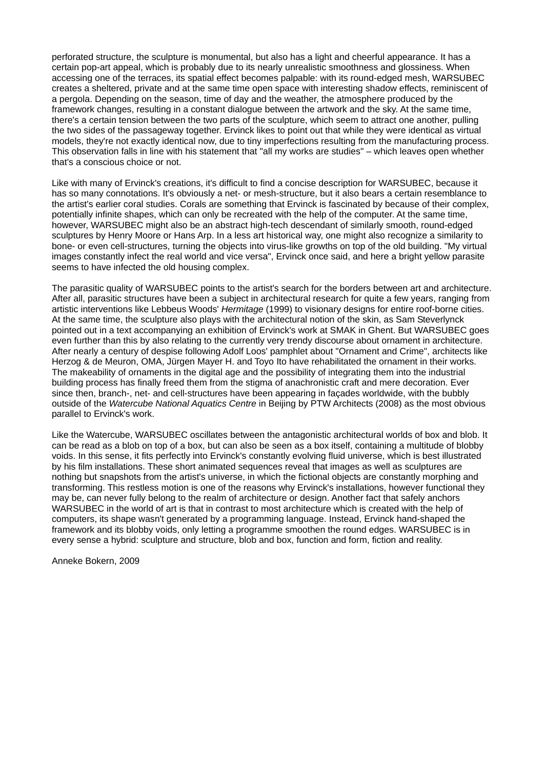perforated structure, the sculpture is monumental, but also has a light and cheerful appearance. It has a certain pop-art appeal, which is probably due to its nearly unrealistic smoothness and glossiness. When accessing one of the terraces, its spatial effect becomes palpable: with its round-edged mesh, WARSUBEC creates a sheltered, private and at the same time open space with interesting shadow effects, reminiscent of a pergola. Depending on the season, time of day and the weather, the atmosphere produced by the framework changes, resulting in a constant dialogue between the artwork and the sky. At the same time, there's a certain tension between the two parts of the sculpture, which seem to attract one another, pulling the two sides of the passageway together. Ervinck likes to point out that while they were identical as virtual models, they're not exactly identical now, due to tiny imperfections resulting from the manufacturing process. This observation falls in line with his statement that "all my works are studies" – which leaves open whether that's a conscious choice or not.

Like with many of Ervinck's creations, it's difficult to find a concise description for WARSUBEC, because it has so many connotations. It's obviously a net- or mesh-structure, but it also bears a certain resemblance to the artist's earlier coral studies. Corals are something that Ervinck is fascinated by because of their complex, potentially infinite shapes, which can only be recreated with the help of the computer. At the same time, however, WARSUBEC might also be an abstract high-tech descendant of similarly smooth, round-edged sculptures by Henry Moore or Hans Arp. In a less art historical way, one might also recognize a similarity to bone- or even cell-structures, turning the objects into virus-like growths on top of the old building. "My virtual images constantly infect the real world and vice versa", Ervinck once said, and here a bright yellow parasite seems to have infected the old housing complex.

The parasitic quality of WARSUBEC points to the artist's search for the borders between art and architecture. After all, parasitic structures have been a subject in architectural research for quite a few years, ranging from artistic interventions like Lebbeus Woods' *Hermitage* (1999) to visionary designs for entire roof-borne cities. At the same time, the sculpture also plays with the architectural notion of the skin, as Sam Steverlynck pointed out in a text accompanying an exhibition of Ervinck's work at SMAK in Ghent. But WARSUBEC goes even further than this by also relating to the currently very trendy discourse about ornament in architecture. After nearly a century of despise following Adolf Loos' pamphlet about "Ornament and Crime", architects like Herzog & de Meuron, OMA, Jürgen Mayer H. and Toyo Ito have rehabilitated the ornament in their works. The makeability of ornaments in the digital age and the possibility of integrating them into the industrial building process has finally freed them from the stigma of anachronistic craft and mere decoration. Ever since then, branch-, net- and cell-structures have been appearing in façades worldwide, with the bubbly outside of the *Watercube National Aquatics Centre* in Beijing by PTW Architects (2008) as the most obvious parallel to Ervinck's work.

Like the Watercube, WARSUBEC oscillates between the antagonistic architectural worlds of box and blob. It can be read as a blob on top of a box, but can also be seen as a box itself, containing a multitude of blobby voids. In this sense, it fits perfectly into Ervinck's constantly evolving fluid universe, which is best illustrated by his film installations. These short animated sequences reveal that images as well as sculptures are nothing but snapshots from the artist's universe, in which the fictional objects are constantly morphing and transforming. This restless motion is one of the reasons why Ervinck's installations, however functional they may be, can never fully belong to the realm of architecture or design. Another fact that safely anchors WARSUBEC in the world of art is that in contrast to most architecture which is created with the help of computers, its shape wasn't generated by a programming language. Instead, Ervinck hand-shaped the framework and its blobby voids, only letting a programme smoothen the round edges. WARSUBEC is in every sense a hybrid: sculpture and structure, blob and box, function and form, fiction and reality.

Anneke Bokern, 2009